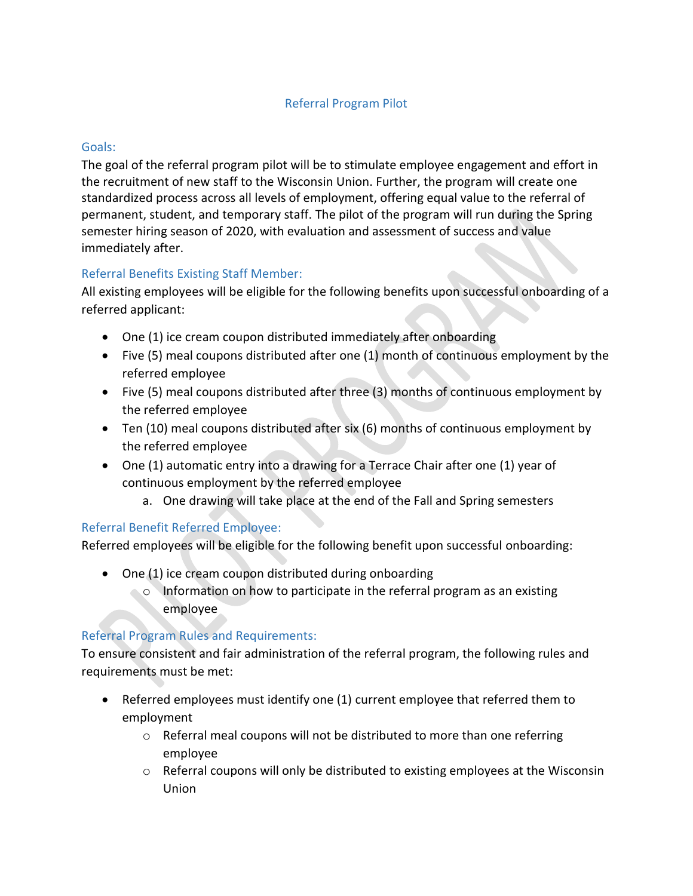# Referral Program Pilot

## Goals:

The goal of the referral program pilot will be to stimulate employee engagement and effort in the recruitment of new staff to the Wisconsin Union. Further, the program will create one standardized process across all levels of employment, offering equal value to the referral of permanent, student, and temporary staff. The pilot of the program will run during the Spring semester hiring season of 2020, with evaluation and assessment of success and value immediately after.

## Referral Benefits Existing Staff Member:

All existing employees will be eligible for the following benefits upon successful onboarding of a referred applicant:

- One (1) ice cream coupon distributed immediately after onboarding
- Five (5) meal coupons distributed after one (1) month of continuous employment by the referred employee
- Five (5) meal coupons distributed after three (3) months of continuous employment by the referred employee
- Ten (10) meal coupons distributed after six (6) months of continuous employment by the referred employee
- One (1) automatic entry into a drawing for a Terrace Chair after one (1) year of continuous employment by the referred employee
    a. One drawing will take place at the end of the Fall and Spring semesters

## Referral Benefit Referred Employee:

Referred employees will be eligible for the following benefit upon successful onboarding:

- One (1) ice cream coupon distributed during onboarding
    - Information on how to participate in the referral program as an existing employee

## Referral Program Rules and Requirements:

To ensure consistent and fair administration of the referral program, the following rules and requirements must be met:

- Referred employees must identify one (1) current employee that referred them to employment
    - Referral meal coupons will not be distributed to more than one referring employee
    - Referral coupons will only be distributed to existing employees at the Wisconsin Union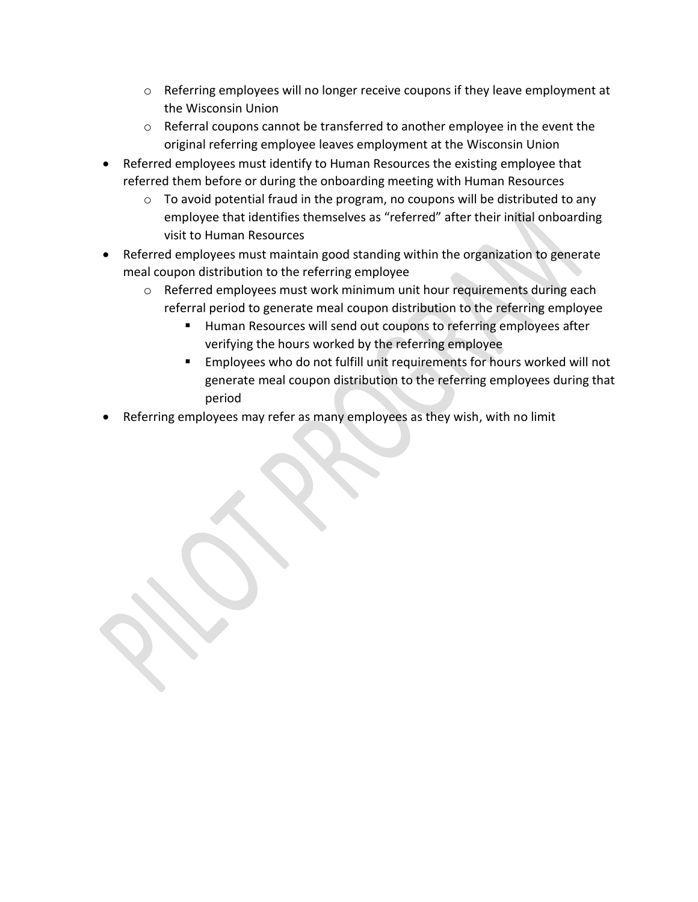- Referring employees will no longer receive coupons if they leave employment at the Wisconsin Union
    - Referral coupons cannot be transferred to another employee in the event the original referring employee leaves employment at the Wisconsin Union
- Referred employees must identify to Human Resources the existing employee that referred them before or during the onboarding meeting with Human Resources
    - To avoid potential fraud in the program, no coupons will be distributed to any employee that identifies themselves as "referred" after their initial onboarding visit to Human Resources
- Referred employees must maintain good standing within the organization to generate meal coupon distribution to the referring employee
    - Referred employees must work minimum unit hour requirements during each referral period to generate meal coupon distribution to the referring employee
        - Human Resources will send out coupons to referring employees after verifying the hours worked by the referring employee
        - Employees who do not fulfill unit requirements for hours worked will not generate meal coupon distribution to the referring employees during that period
- Referring employees may refer as many employees as they wish, with no limit